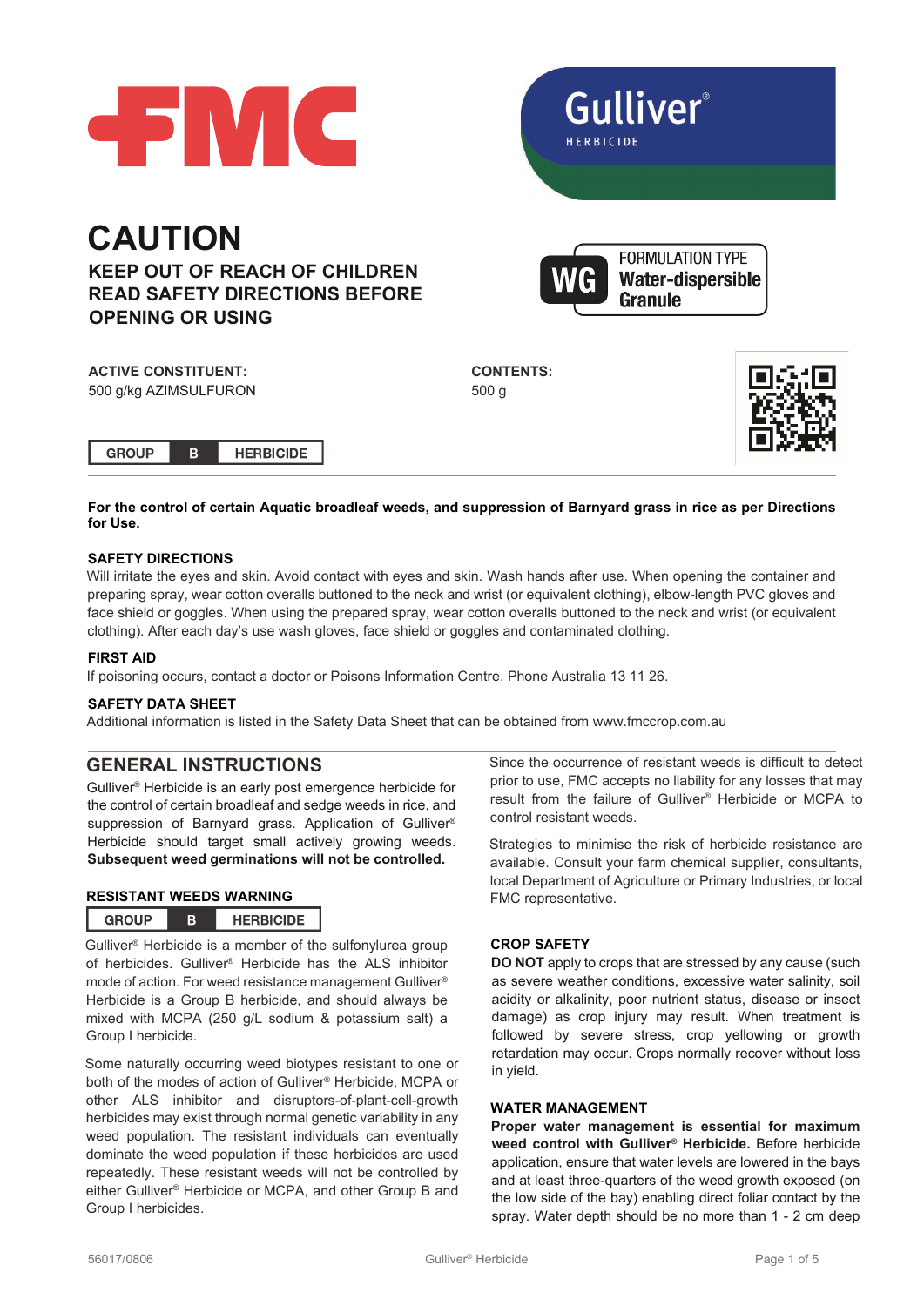FMC

# Gulliver®

HERBICIDE

# CAUTION

**KEEP OUT OF REACH OF CHILDREN**
**READ SAFETY DIRECTIONS BEFORE OPENING OR USING**

FORMULATION TYPE **WG** **Water-dispersible Granule**

**ACTIVE CONSTITUENT:**
500 g/kg AZIMSULFURON

**CONTENTS:**
500 g

| GROUP | B | HERBICIDE |
|---|---|---|

**For the control of certain Aquatic broadleaf weeds, and suppression of Barnyard grass in rice as per Directions for Use.**

### SAFETY DIRECTIONS

Will irritate the eyes and skin. Avoid contact with eyes and skin. Wash hands after use. When opening the container and preparing spray, wear cotton overalls buttoned to the neck and wrist (or equivalent clothing), elbow-length PVC gloves and face shield or goggles. When using the prepared spray, wear cotton overalls buttoned to the neck and wrist (or equivalent clothing). After each day's use wash gloves, face shield or goggles and contaminated clothing.

### FIRST AID

If poisoning occurs, contact a doctor or Poisons Information Centre. Phone Australia 13 11 26.

### SAFETY DATA SHEET

Additional information is listed in the Safety Data Sheet that can be obtained from www.fmccrop.com.au

## GENERAL INSTRUCTIONS

Gulliver® Herbicide is an early post emergence herbicide for the control of certain broadleaf and sedge weeds in rice, and suppression of Barnyard grass. Application of Gulliver® Herbicide should target small actively growing weeds. **Subsequent weed germinations will not be controlled.**

### RESISTANT WEEDS WARNING

| GROUP | B | HERBICIDE |
|---|---|---|

Gulliver® Herbicide is a member of the sulfonylurea group of herbicides. Gulliver® Herbicide has the ALS inhibitor mode of action. For weed resistance management Gulliver® Herbicide is a Group B herbicide, and should always be mixed with MCPA (250 g/L sodium & potassium salt) a Group I herbicide.

Some naturally occurring weed biotypes resistant to one or both of the modes of action of Gulliver® Herbicide, MCPA or other ALS inhibitor and disruptors-of-plant-cell-growth herbicides may exist through normal genetic variability in any weed population. The resistant individuals can eventually dominate the weed population if these herbicides are used repeatedly. These resistant weeds will not be controlled by either Gulliver® Herbicide or MCPA, and other Group B and Group I herbicides.

Since the occurrence of resistant weeds is difficult to detect prior to use, FMC accepts no liability for any losses that may result from the failure of Gulliver® Herbicide or MCPA to control resistant weeds.

Strategies to minimise the risk of herbicide resistance are available. Consult your farm chemical supplier, consultants, local Department of Agriculture or Primary Industries, or local FMC representative.

### CROP SAFETY

**DO NOT** apply to crops that are stressed by any cause (such as severe weather conditions, excessive water salinity, soil acidity or alkalinity, poor nutrient status, disease or insect damage) as crop injury may result. When treatment is followed by severe stress, crop yellowing or growth retardation may occur. Crops normally recover without loss in yield.

### WATER MANAGEMENT

**Proper water management is essential for maximum weed control with Gulliver® Herbicide.** Before herbicide application, ensure that water levels are lowered in the bays and at least three-quarters of the weed growth exposed (on the low side of the bay) enabling direct foliar contact by the spray. Water depth should be no more than 1 - 2 cm deep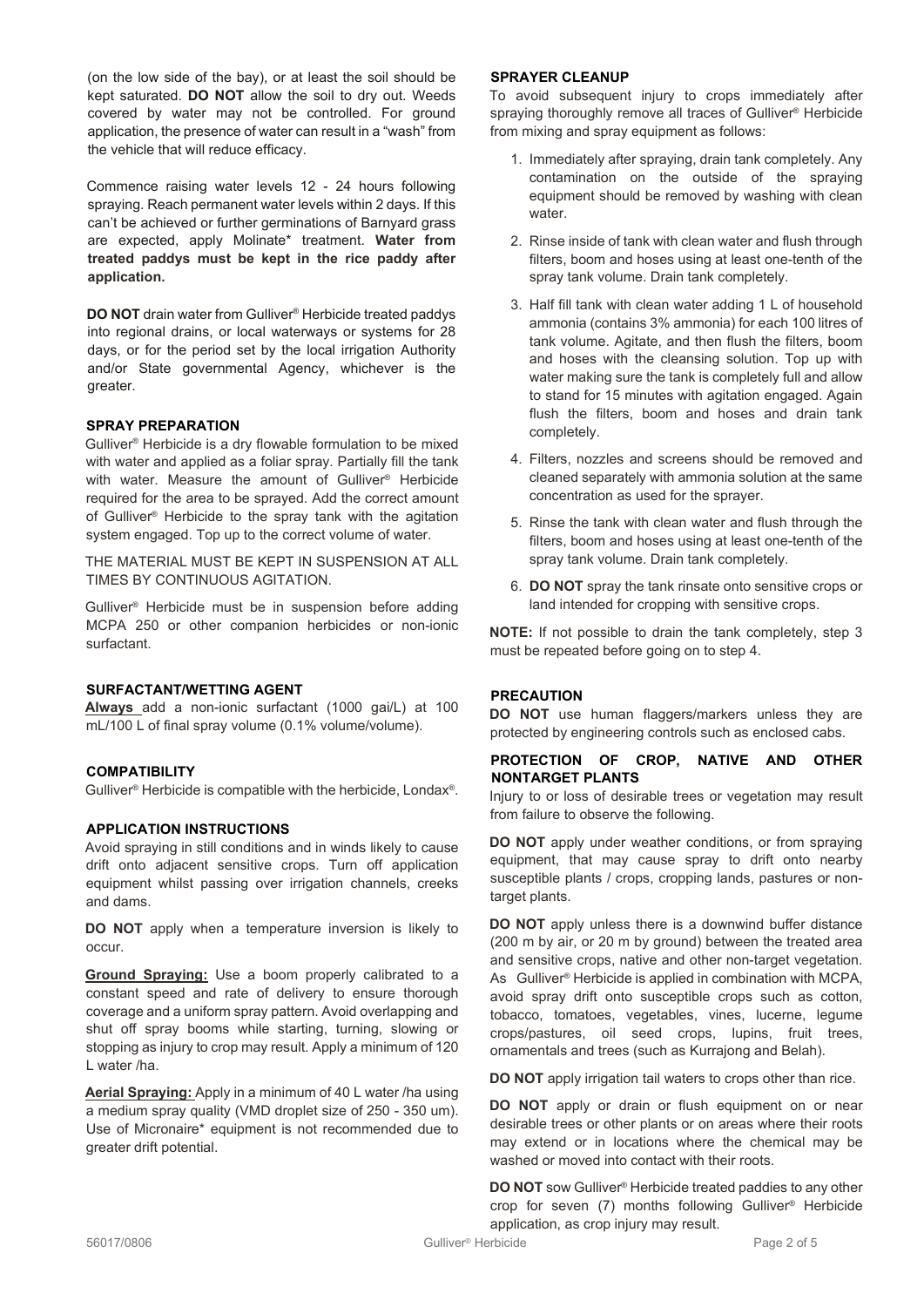(on the low side of the bay), or at least the soil should be kept saturated. **DO NOT** allow the soil to dry out. Weeds covered by water may not be controlled. For ground application, the presence of water can result in a "wash" from the vehicle that will reduce efficacy.

Commence raising water levels 12 - 24 hours following spraying. Reach permanent water levels within 2 days. If this can't be achieved or further germinations of Barnyard grass are expected, apply Molinate* treatment. **Water from treated paddys must be kept in the rice paddy after application.**

**DO NOT** drain water from Gulliver® Herbicide treated paddys into regional drains, or local waterways or systems for 28 days, or for the period set by the local irrigation Authority and/or State governmental Agency, whichever is the greater.

### SPRAY PREPARATION

Gulliver® Herbicide is a dry flowable formulation to be mixed with water and applied as a foliar spray. Partially fill the tank with water. Measure the amount of Gulliver® Herbicide required for the area to be sprayed. Add the correct amount of Gulliver® Herbicide to the spray tank with the agitation system engaged. Top up to the correct volume of water.

THE MATERIAL MUST BE KEPT IN SUSPENSION AT ALL TIMES BY CONTINUOUS AGITATION.

Gulliver® Herbicide must be in suspension before adding MCPA 250 or other companion herbicides or non-ionic surfactant.

### SURFACTANT/WETTING AGENT

**Always** add a non-ionic surfactant (1000 gai/L) at 100 mL/100 L of final spray volume (0.1% volume/volume).

### COMPATIBILITY

Gulliver® Herbicide is compatible with the herbicide, Londax®.

### APPLICATION INSTRUCTIONS

Avoid spraying in still conditions and in winds likely to cause drift onto adjacent sensitive crops. Turn off application equipment whilst passing over irrigation channels, creeks and dams.

**DO NOT** apply when a temperature inversion is likely to occur.

**Ground Spraying:** Use a boom properly calibrated to a constant speed and rate of delivery to ensure thorough coverage and a uniform spray pattern. Avoid overlapping and shut off spray booms while starting, turning, slowing or stopping as injury to crop may result. Apply a minimum of 120 L water /ha.

**Aerial Spraying:** Apply in a minimum of 40 L water /ha using a medium spray quality (VMD droplet size of 250 - 350 um). Use of Micronaire* equipment is not recommended due to greater drift potential.

### SPRAYER CLEANUP

To avoid subsequent injury to crops immediately after spraying thoroughly remove all traces of Gulliver® Herbicide from mixing and spray equipment as follows:

1. Immediately after spraying, drain tank completely. Any contamination on the outside of the spraying equipment should be removed by washing with clean water.
2. Rinse inside of tank with clean water and flush through filters, boom and hoses using at least one-tenth of the spray tank volume. Drain tank completely.
3. Half fill tank with clean water adding 1 L of household ammonia (contains 3% ammonia) for each 100 litres of tank volume. Agitate, and then flush the filters, boom and hoses with the cleansing solution. Top up with water making sure the tank is completely full and allow to stand for 15 minutes with agitation engaged. Again flush the filters, boom and hoses and drain tank completely.
4. Filters, nozzles and screens should be removed and cleaned separately with ammonia solution at the same concentration as used for the sprayer.
5. Rinse the tank with clean water and flush through the filters, boom and hoses using at least one-tenth of the spray tank volume. Drain tank completely.
6. **DO NOT** spray the tank rinsate onto sensitive crops or land intended for cropping with sensitive crops.

**NOTE:** If not possible to drain the tank completely, step 3 must be repeated before going on to step 4.

### PRECAUTION

**DO NOT** use human flaggers/markers unless they are protected by engineering controls such as enclosed cabs.

### PROTECTION OF CROP, NATIVE AND OTHER NONTARGET PLANTS

Injury to or loss of desirable trees or vegetation may result from failure to observe the following.

**DO NOT** apply under weather conditions, or from spraying equipment, that may cause spray to drift onto nearby susceptible plants / crops, cropping lands, pastures or non-target plants.

**DO NOT** apply unless there is a downwind buffer distance (200 m by air, or 20 m by ground) between the treated area and sensitive crops, native and other non-target vegetation. As Gulliver® Herbicide is applied in combination with MCPA, avoid spray drift onto susceptible crops such as cotton, tobacco, tomatoes, vegetables, vines, lucerne, legume crops/pastures, oil seed crops, lupins, fruit trees, ornamentals and trees (such as Kurrajong and Belah).

**DO NOT** apply irrigation tail waters to crops other than rice.

**DO NOT** apply or drain or flush equipment on or near desirable trees or other plants or on areas where their roots may extend or in locations where the chemical may be washed or moved into contact with their roots.

**DO NOT** sow Gulliver® Herbicide treated paddies to any other crop for seven (7) months following Gulliver® Herbicide application, as crop injury may result.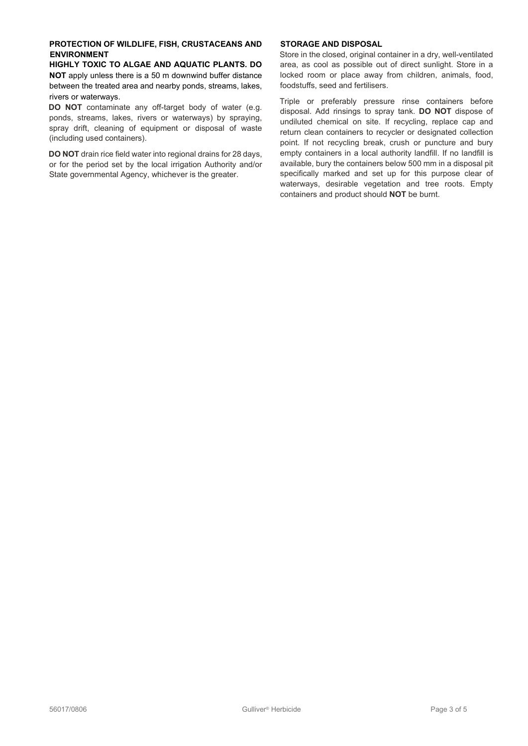### PROTECTION OF WILDLIFE, FISH, CRUSTACEANS AND ENVIRONMENT

**HIGHLY TOXIC TO ALGAE AND AQUATIC PLANTS. DO NOT** apply unless there is a 50 m downwind buffer distance between the treated area and nearby ponds, streams, lakes, rivers or waterways.

**DO NOT** contaminate any off-target body of water (e.g. ponds, streams, lakes, rivers or waterways) by spraying, spray drift, cleaning of equipment or disposal of waste (including used containers).

**DO NOT** drain rice field water into regional drains for 28 days, or for the period set by the local irrigation Authority and/or State governmental Agency, whichever is the greater.

### STORAGE AND DISPOSAL

Store in the closed, original container in a dry, well-ventilated area, as cool as possible out of direct sunlight. Store in a locked room or place away from children, animals, food, foodstuffs, seed and fertilisers.

Triple or preferably pressure rinse containers before disposal. Add rinsings to spray tank. **DO NOT** dispose of undiluted chemical on site. If recycling, replace cap and return clean containers to recycler or designated collection point. If not recycling break, crush or puncture and bury empty containers in a local authority landfill. If no landfill is available, bury the containers below 500 mm in a disposal pit specifically marked and set up for this purpose clear of waterways, desirable vegetation and tree roots. Empty containers and product should **NOT** be burnt.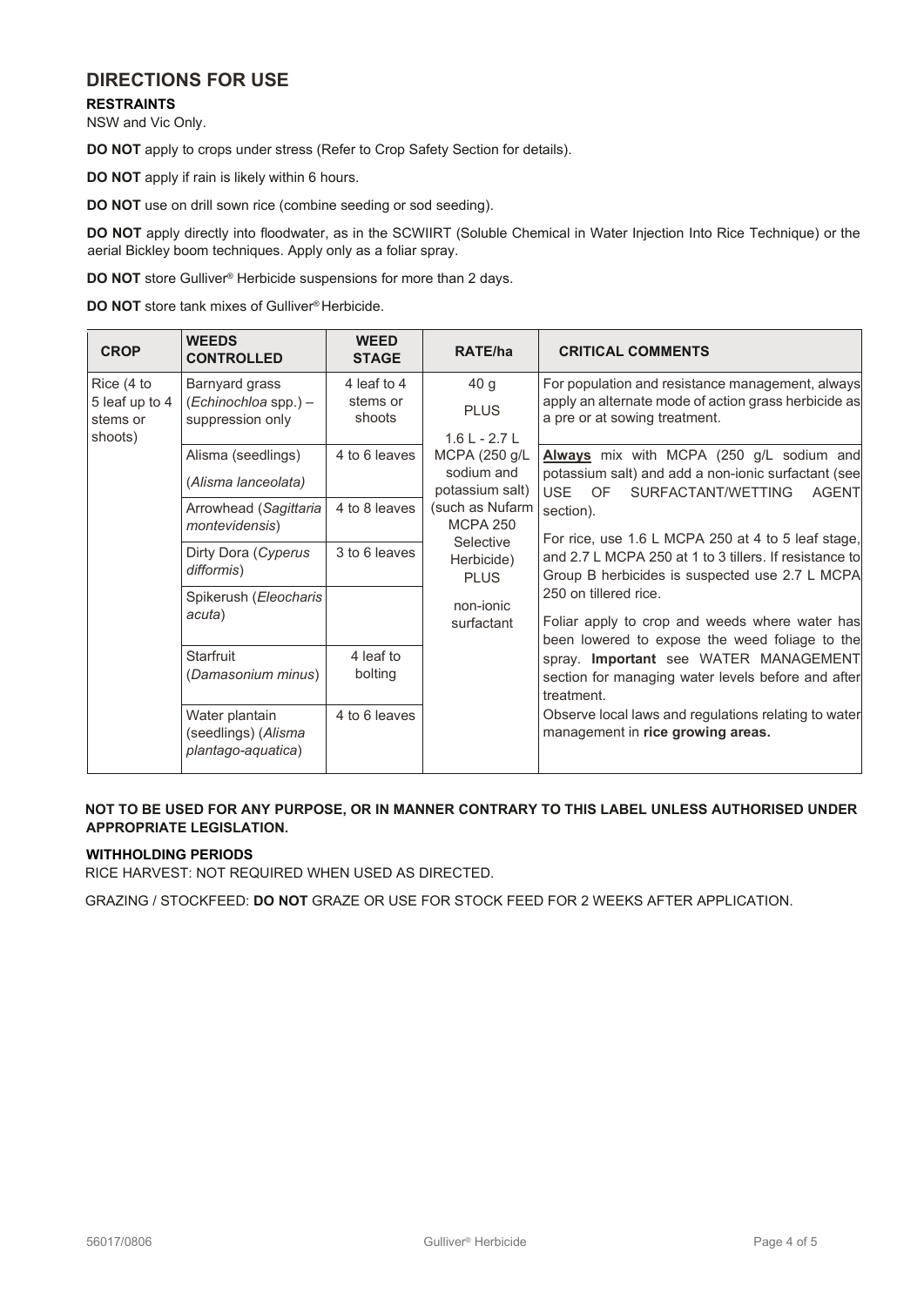## DIRECTIONS FOR USE

**RESTRAINTS**

NSW and Vic Only.

**DO NOT** apply to crops under stress (Refer to Crop Safety Section for details).

**DO NOT** apply if rain is likely within 6 hours.

**DO NOT** use on drill sown rice (combine seeding or sod seeding).

**DO NOT** apply directly into floodwater, as in the SCWIIRT (Soluble Chemical in Water Injection Into Rice Technique) or the aerial Bickley boom techniques. Apply only as a foliar spray.

**DO NOT** store Gulliver® Herbicide suspensions for more than 2 days.

**DO NOT** store tank mixes of Gulliver® Herbicide.

| CROP | WEEDS CONTROLLED | WEED STAGE | RATE/ha | CRITICAL COMMENTS |
|---|---|---|---|---|
| Rice (4 to 5 leaf up to 4 stems or shoots) | Barnyard grass (*Echinochloa* spp.) – suppression only | 4 leaf to 4 stems or shoots | 40 g PLUS 1.6 L - 2.7 L MCPA (250 g/L sodium and potassium salt) (such as Nufarm MCPA 250 Selective Herbicide) PLUS non-ionic surfactant | For population and resistance management, always apply an alternate mode of action grass herbicide as a pre or at sowing treatment. |
| | Alisma (seedlings) (*Alisma lanceolata)* | 4 to 6 leaves | | **Always** mix with MCPA (250 g/L sodium and potassium salt) and add a non-ionic surfactant (see USE OF SURFACTANT/WETTING AGENT section). For rice, use 1.6 L MCPA 250 at 4 to 5 leaf stage, and 2.7 L MCPA 250 at 1 to 3 tillers. If resistance to Group B herbicides is suspected use 2.7 L MCPA 250 on tillered rice. Foliar apply to crop and weeds where water has been lowered to expose the weed foliage to the spray. **Important** see WATER MANAGEMENT section for managing water levels before and after treatment. Observe local laws and regulations relating to water management in **rice growing areas.** |
| | Arrowhead (*Sagittaria montevidensis*) | 4 to 8 leaves | | |
| | Dirty Dora (*Cyperus difformis*) | 3 to 6 leaves | | |
| | Spikerush (*Eleocharis acuta*) | | | |
| | Starfruit (*Damasonium minus*) | 4 leaf to bolting | | |
| | Water plantain (seedlings) (*Alisma plantago-aquatica*) | 4 to 6 leaves | | |

**NOT TO BE USED FOR ANY PURPOSE, OR IN MANNER CONTRARY TO THIS LABEL UNLESS AUTHORISED UNDER APPROPRIATE LEGISLATION.**

**WITHHOLDING PERIODS**

RICE HARVEST: NOT REQUIRED WHEN USED AS DIRECTED.

GRAZING / STOCKFEED: **DO NOT** GRAZE OR USE FOR STOCK FEED FOR 2 WEEKS AFTER APPLICATION.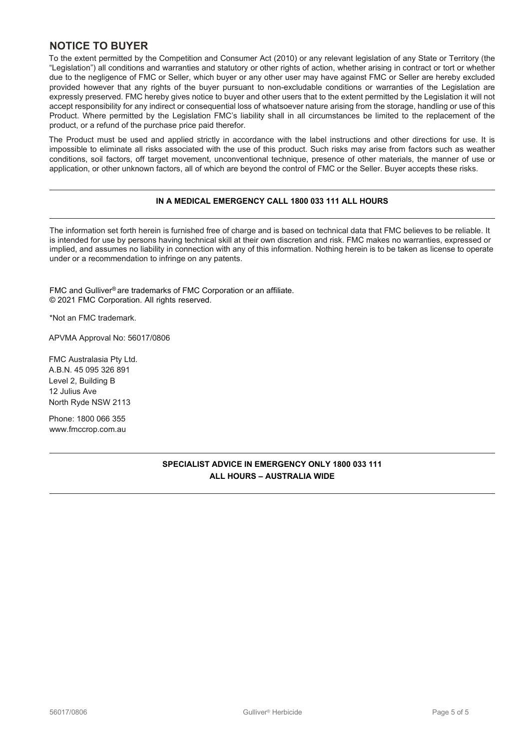## NOTICE TO BUYER

To the extent permitted by the Competition and Consumer Act (2010) or any relevant legislation of any State or Territory (the "Legislation") all conditions and warranties and statutory or other rights of action, whether arising in contract or tort or whether due to the negligence of FMC or Seller, which buyer or any other user may have against FMC or Seller are hereby excluded provided however that any rights of the buyer pursuant to non-excludable conditions or warranties of the Legislation are expressly preserved. FMC hereby gives notice to buyer and other users that to the extent permitted by the Legislation it will not accept responsibility for any indirect or consequential loss of whatsoever nature arising from the storage, handling or use of this Product. Where permitted by the Legislation FMC's liability shall in all circumstances be limited to the replacement of the product, or a refund of the purchase price paid therefor.

The Product must be used and applied strictly in accordance with the label instructions and other directions for use. It is impossible to eliminate all risks associated with the use of this product. Such risks may arise from factors such as weather conditions, soil factors, off target movement, unconventional technique, presence of other materials, the manner of use or application, or other unknown factors, all of which are beyond the control of FMC or the Seller. Buyer accepts these risks.

---

**IN A MEDICAL EMERGENCY CALL 1800 033 111 ALL HOURS**

---

The information set forth herein is furnished free of charge and is based on technical data that FMC believes to be reliable. It is intended for use by persons having technical skill at their own discretion and risk. FMC makes no warranties, expressed or implied, and assumes no liability in connection with any of this information. Nothing herein is to be taken as license to operate under or a recommendation to infringe on any patents.

FMC and Gulliver® are trademarks of FMC Corporation or an affiliate.
© 2021 FMC Corporation. All rights reserved.

*Not an FMC trademark.

APVMA Approval No: 56017/0806

FMC Australasia Pty Ltd.
A.B.N. 45 095 326 891
Level 2, Building B
12 Julius Ave
North Ryde NSW 2113

Phone: 1800 066 355
www.fmccrop.com.au

---

**SPECIALIST ADVICE IN EMERGENCY ONLY 1800 033 111**
**ALL HOURS – AUSTRALIA WIDE**

---